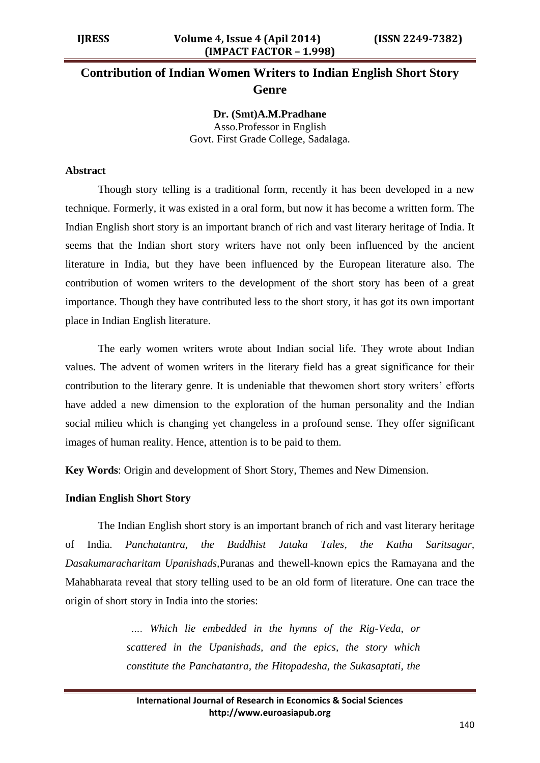# Contribution of Indian Women Writers to Indian English Short Story Genre

**Dr. (Smt)A.M.Pradhane**
Asso.Professor in English
Govt. First Grade College, Sadalaga.

### Abstract

Though story telling is a traditional form, recently it has been developed in a new technique. Formerly, it was existed in a oral form, but now it has become a written form. The Indian English short story is an important branch of rich and vast literary heritage of India. It seems that the Indian short story writers have not only been influenced by the ancient literature in India, but they have been influenced by the European literature also. The contribution of women writers to the development of the short story has been of a great importance. Though they have contributed less to the short story, it has got its own important place in Indian English literature.

The early women writers wrote about Indian social life. They wrote about Indian values. The advent of women writers in the literary field has a great significance for their contribution to the literary genre. It is undeniable that thewomen short story writers' efforts have added a new dimension to the exploration of the human personality and the Indian social milieu which is changing yet changeless in a profound sense. They offer significant images of human reality. Hence, attention is to be paid to them.

**Key Words**: Origin and development of Short Story, Themes and New Dimension.

### Indian English Short Story

The Indian English short story is an important branch of rich and vast literary heritage of India. *Panchatantra, the Buddhist Jataka Tales, the Katha Saritsagar, Dasakumaracharitam Upanishads,*Puranas and thewell-known epics the Ramayana and the Mahabharata reveal that story telling used to be an old form of literature. One can trace the origin of short story in India into the stories:

> *…. Which lie embedded in the hymns of the Rig-Veda, or scattered in the Upanishads, and the epics, the story which constitute the Panchatantra, the Hitopadesha, the Sukasaptati, the*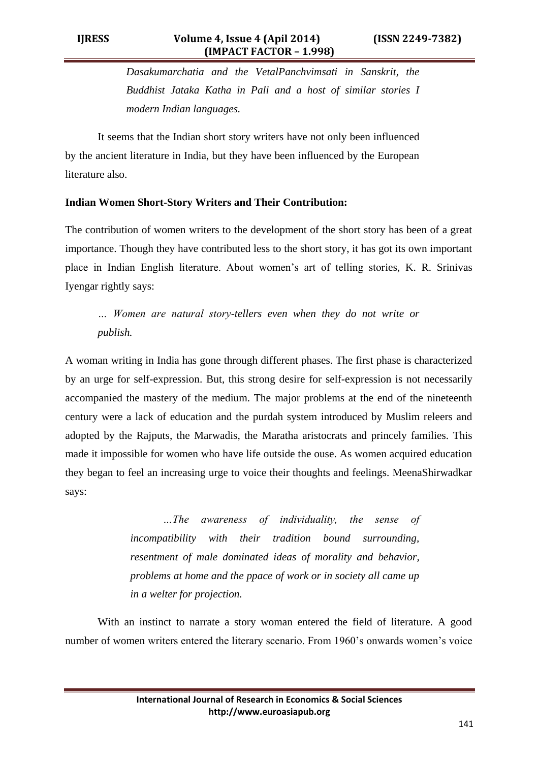*Dasakumarchatia and the VetalPanchvimsati in Sanskrit, the Buddhist Jataka Katha in Pali and a host of similar stories I modern Indian languages.*

It seems that the Indian short story writers have not only been influenced by the ancient literature in India, but they have been influenced by the European literature also.

**Indian Women Short-Story Writers and Their Contribution:**

The contribution of women writers to the development of the short story has been of a great importance. Though they have contributed less to the short story, it has got its own important place in Indian English literature. About women's art of telling stories, K. R. Srinivas Iyengar rightly says:

> *… Women are natural story-tellers even when they do not write or publish.*

A woman writing in India has gone through different phases. The first phase is characterized by an urge for self-expression. But, this strong desire for self-expression is not necessarily accompanied the mastery of the medium. The major problems at the end of the nineteenth century were a lack of education and the purdah system introduced by Muslim releers and adopted by the Rajputs, the Marwadis, the Maratha aristocrats and princely families. This made it impossible for women who have life outside the ouse. As women acquired education they began to feel an increasing urge to voice their thoughts and feelings. MeenaShirwadkar says:

> *…The awareness of individuality, the sense of incompatibility with their tradition bound surrounding, resentment of male dominated ideas of morality and behavior, problems at home and the ppace of work or in society all came up in a welter for projection.*

With an instinct to narrate a story woman entered the field of literature. A good number of women writers entered the literary scenario. From 1960's onwards women's voice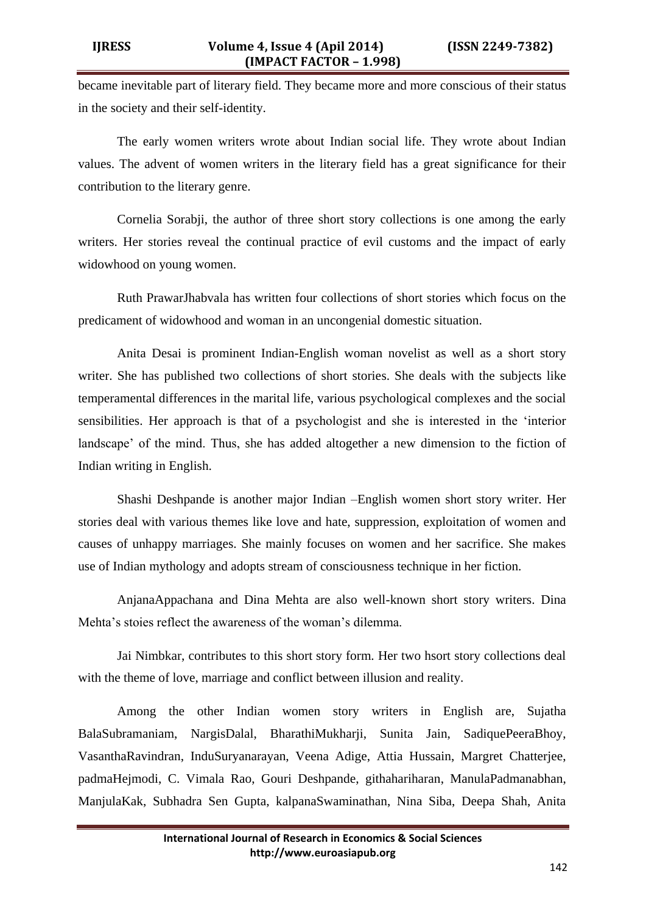became inevitable part of literary field. They became more and more conscious of their status in the society and their self-identity.

The early women writers wrote about Indian social life. They wrote about Indian values. The advent of women writers in the literary field has a great significance for their contribution to the literary genre.

Cornelia Sorabji, the author of three short story collections is one among the early writers. Her stories reveal the continual practice of evil customs and the impact of early widowhood on young women.

Ruth PrawarJhabvala has written four collections of short stories which focus on the predicament of widowhood and woman in an uncongenial domestic situation.

Anita Desai is prominent Indian-English woman novelist as well as a short story writer. She has published two collections of short stories. She deals with the subjects like temperamental differences in the marital life, various psychological complexes and the social sensibilities. Her approach is that of a psychologist and she is interested in the 'interior landscape' of the mind. Thus, she has added altogether a new dimension to the fiction of Indian writing in English.

Shashi Deshpande is another major Indian –English women short story writer. Her stories deal with various themes like love and hate, suppression, exploitation of women and causes of unhappy marriages. She mainly focuses on women and her sacrifice. She makes use of Indian mythology and adopts stream of consciousness technique in her fiction.

AnjanaAppachana and Dina Mehta are also well-known short story writers. Dina Mehta's stoies reflect the awareness of the woman's dilemma.

Jai Nimbkar, contributes to this short story form. Her two hsort story collections deal with the theme of love, marriage and conflict between illusion and reality.

Among the other Indian women story writers in English are, Sujatha BalaSubramaniam, NargisDalal, BharathiMukharji, Sunita Jain, SadiquePeeraBhoy, VasanthaRavindran, InduSuryanarayan, Veena Adige, Attia Hussain, Margret Chatterjee, padmaHejmodi, C. Vimala Rao, Gouri Deshpande, githahariharan, ManulaPadmanabhan, ManjulaKak, Subhadra Sen Gupta, kalpanaSwaminathan, Nina Siba, Deepa Shah, Anita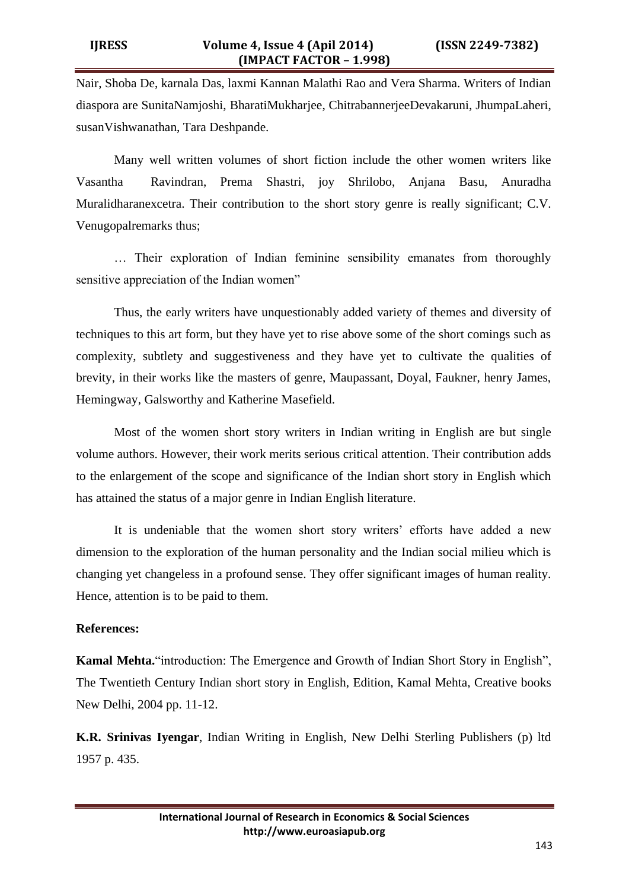Nair, Shoba De, karnala Das, laxmi Kannan Malathi Rao and Vera Sharma. Writers of Indian diaspora are SunitaNamjoshi, BharatiMukharjee, ChitrabannerjeeDevakaruni, JhumpaLaheri, susanVishwanathan, Tara Deshpande.

Many well written volumes of short fiction include the other women writers like Vasantha Ravindran, Prema Shastri, joy Shrilobo, Anjana Basu, Anuradha Muralidharanexcetra. Their contribution to the short story genre is really significant; C.V. Venugopalremarks thus;

… Their exploration of Indian feminine sensibility emanates from thoroughly sensitive appreciation of the Indian women"

Thus, the early writers have unquestionably added variety of themes and diversity of techniques to this art form, but they have yet to rise above some of the short comings such as complexity, subtlety and suggestiveness and they have yet to cultivate the qualities of brevity, in their works like the masters of genre, Maupassant, Doyal, Faukner, henry James, Hemingway, Galsworthy and Katherine Masefield.

Most of the women short story writers in Indian writing in English are but single volume authors. However, their work merits serious critical attention. Their contribution adds to the enlargement of the scope and significance of the Indian short story in English which has attained the status of a major genre in Indian English literature.

It is undeniable that the women short story writers' efforts have added a new dimension to the exploration of the human personality and the Indian social milieu which is changing yet changeless in a profound sense. They offer significant images of human reality. Hence, attention is to be paid to them.

**References:**

**Kamal Mehta.**"introduction: The Emergence and Growth of Indian Short Story in English", The Twentieth Century Indian short story in English, Edition, Kamal Mehta, Creative books New Delhi, 2004 pp. 11-12.

**K.R. Srinivas Iyengar**, Indian Writing in English, New Delhi Sterling Publishers (p) ltd 1957 p. 435.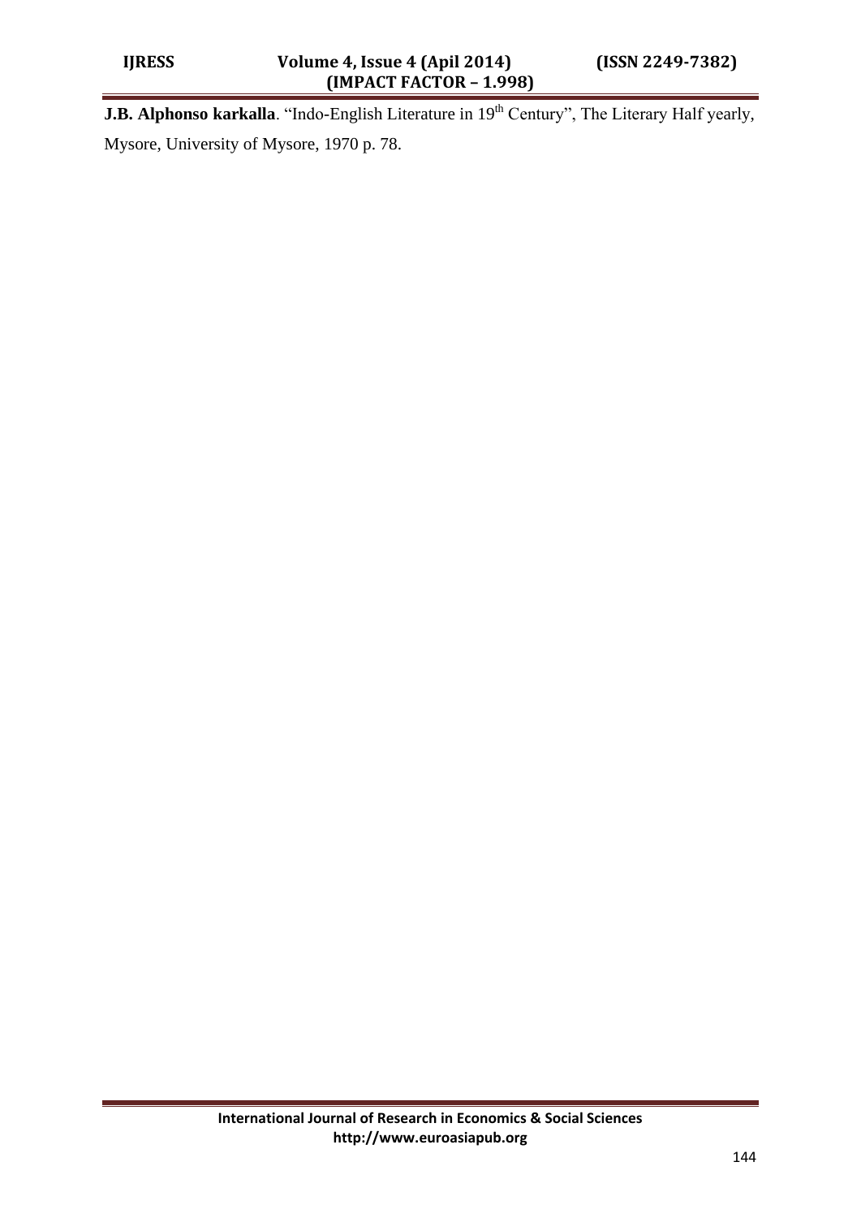**J.B. Alphonso karkalla**. "Indo-English Literature in 19th Century", The Literary Half yearly, Mysore, University of Mysore, 1970 p. 78.